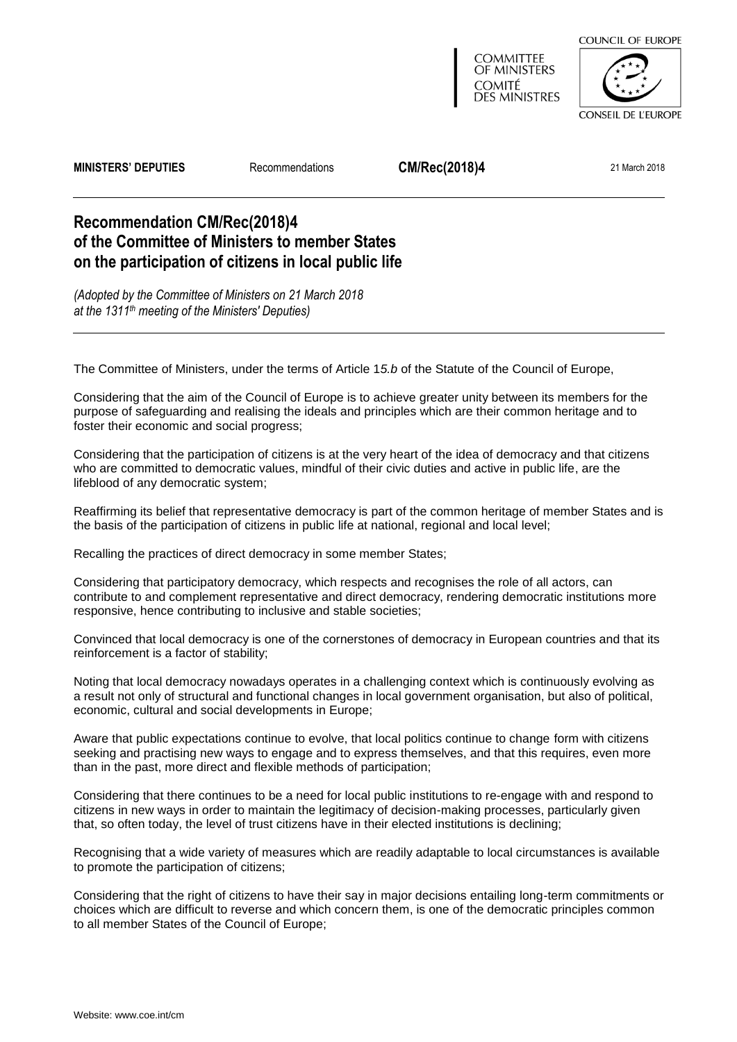**MINISTERS' DEPUTIES** Recommendations **CM/Rec(2018)4** 21 March 2018

# Recommendation CM/Rec(2018)4 of the Committee of Ministers to member States on the participation of citizens in local public life

*(Adopted by the Committee of Ministers on 21 March 2018 at the 1311th meeting of the Ministers' Deputies)*

The Committee of Ministers, under the terms of Article 1*5.b* of the Statute of the Council of Europe,

Considering that the aim of the Council of Europe is to achieve greater unity between its members for the purpose of safeguarding and realising the ideals and principles which are their common heritage and to foster their economic and social progress;

Considering that the participation of citizens is at the very heart of the idea of democracy and that citizens who are committed to democratic values, mindful of their civic duties and active in public life, are the lifeblood of any democratic system;

Reaffirming its belief that representative democracy is part of the common heritage of member States and is the basis of the participation of citizens in public life at national, regional and local level;

Recalling the practices of direct democracy in some member States;

Considering that participatory democracy, which respects and recognises the role of all actors, can contribute to and complement representative and direct democracy, rendering democratic institutions more responsive, hence contributing to inclusive and stable societies;

Convinced that local democracy is one of the cornerstones of democracy in European countries and that its reinforcement is a factor of stability;

Noting that local democracy nowadays operates in a challenging context which is continuously evolving as a result not only of structural and functional changes in local government organisation, but also of political, economic, cultural and social developments in Europe;

Aware that public expectations continue to evolve, that local politics continue to change form with citizens seeking and practising new ways to engage and to express themselves, and that this requires, even more than in the past, more direct and flexible methods of participation;

Considering that there continues to be a need for local public institutions to re-engage with and respond to citizens in new ways in order to maintain the legitimacy of decision-making processes, particularly given that, so often today, the level of trust citizens have in their elected institutions is declining;

Recognising that a wide variety of measures which are readily adaptable to local circumstances is available to promote the participation of citizens;

Considering that the right of citizens to have their say in major decisions entailing long-term commitments or choices which are difficult to reverse and which concern them, is one of the democratic principles common to all member States of the Council of Europe;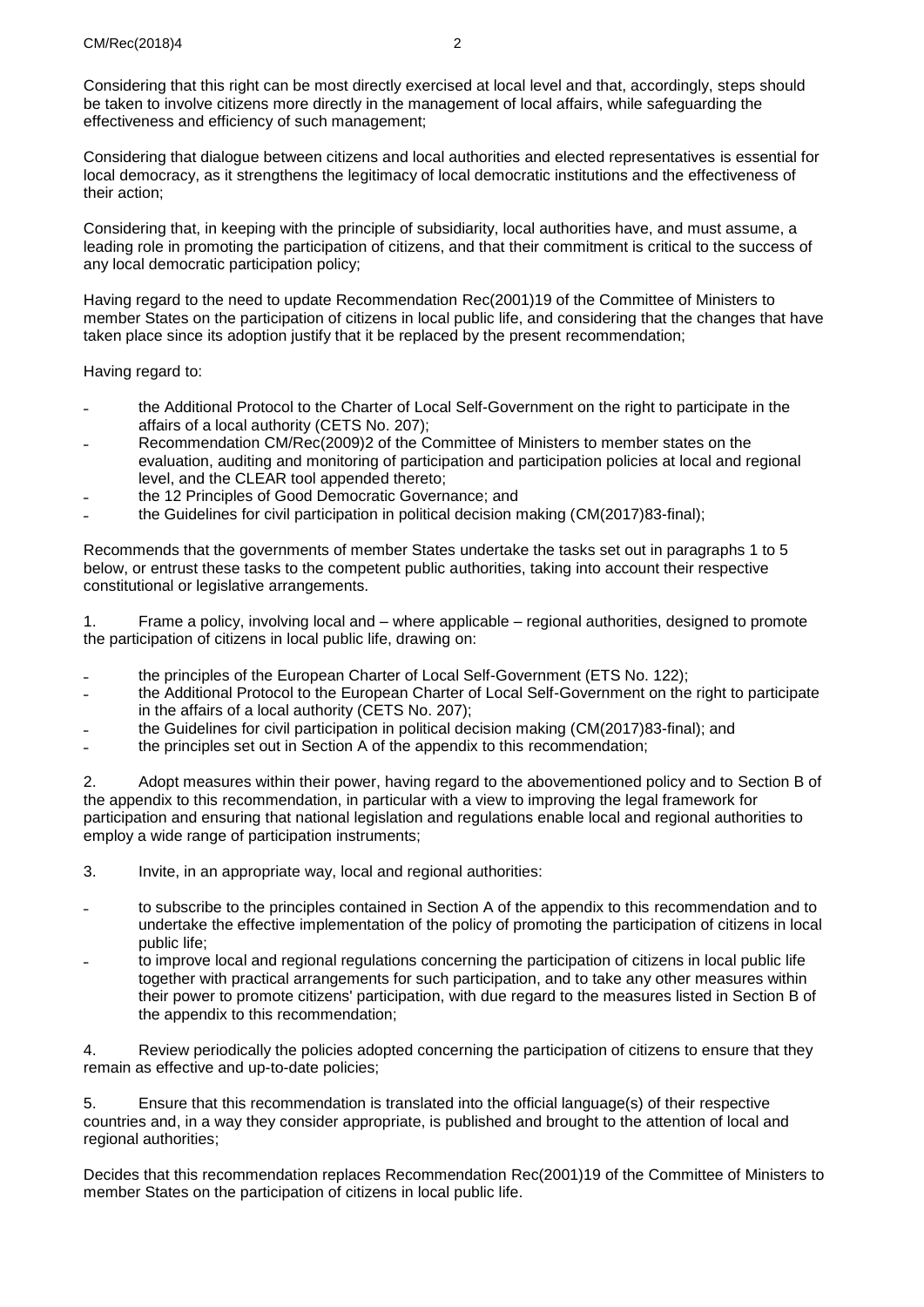Considering that this right can be most directly exercised at local level and that, accordingly, steps should be taken to involve citizens more directly in the management of local affairs, while safeguarding the effectiveness and efficiency of such management;

Considering that dialogue between citizens and local authorities and elected representatives is essential for local democracy, as it strengthens the legitimacy of local democratic institutions and the effectiveness of their action;

Considering that, in keeping with the principle of subsidiarity, local authorities have, and must assume, a leading role in promoting the participation of citizens, and that their commitment is critical to the success of any local democratic participation policy;

Having regard to the need to update Recommendation Rec(2001)19 of the Committee of Ministers to member States on the participation of citizens in local public life, and considering that the changes that have taken place since its adoption justify that it be replaced by the present recommendation;

Having regard to:

- the Additional Protocol to the Charter of Local Self-Government on the right to participate in the affairs of a local authority (CETS No. 207);
- Recommendation CM/Rec(2009)2 of the Committee of Ministers to member states on the evaluation, auditing and monitoring of participation and participation policies at local and regional level, and the CLEAR tool appended thereto;
- the 12 Principles of Good Democratic Governance; and
- the Guidelines for civil participation in political decision making (CM(2017)83-final);

Recommends that the governments of member States undertake the tasks set out in paragraphs 1 to 5 below, or entrust these tasks to the competent public authorities, taking into account their respective constitutional or legislative arrangements.

1. Frame a policy, involving local and – where applicable – regional authorities, designed to promote the participation of citizens in local public life, drawing on:

- the principles of the European Charter of Local Self-Government (ETS No. 122);
- the Additional Protocol to the European Charter of Local Self-Government on the right to participate in the affairs of a local authority (CETS No. 207);
- the Guidelines for civil participation in political decision making (CM(2017)83-final); and
- the principles set out in Section A of the appendix to this recommendation;

2. Adopt measures within their power, having regard to the abovementioned policy and to Section B of the appendix to this recommendation, in particular with a view to improving the legal framework for participation and ensuring that national legislation and regulations enable local and regional authorities to employ a wide range of participation instruments;

3. Invite, in an appropriate way, local and regional authorities:

- to subscribe to the principles contained in Section A of the appendix to this recommendation and to undertake the effective implementation of the policy of promoting the participation of citizens in local public life;
- to improve local and regional regulations concerning the participation of citizens in local public life together with practical arrangements for such participation, and to take any other measures within their power to promote citizens' participation, with due regard to the measures listed in Section B of the appendix to this recommendation;

4. Review periodically the policies adopted concerning the participation of citizens to ensure that they remain as effective and up-to-date policies;

5. Ensure that this recommendation is translated into the official language(s) of their respective countries and, in a way they consider appropriate, is published and brought to the attention of local and regional authorities;

Decides that this recommendation replaces Recommendation Rec(2001)19 of the Committee of Ministers to member States on the participation of citizens in local public life.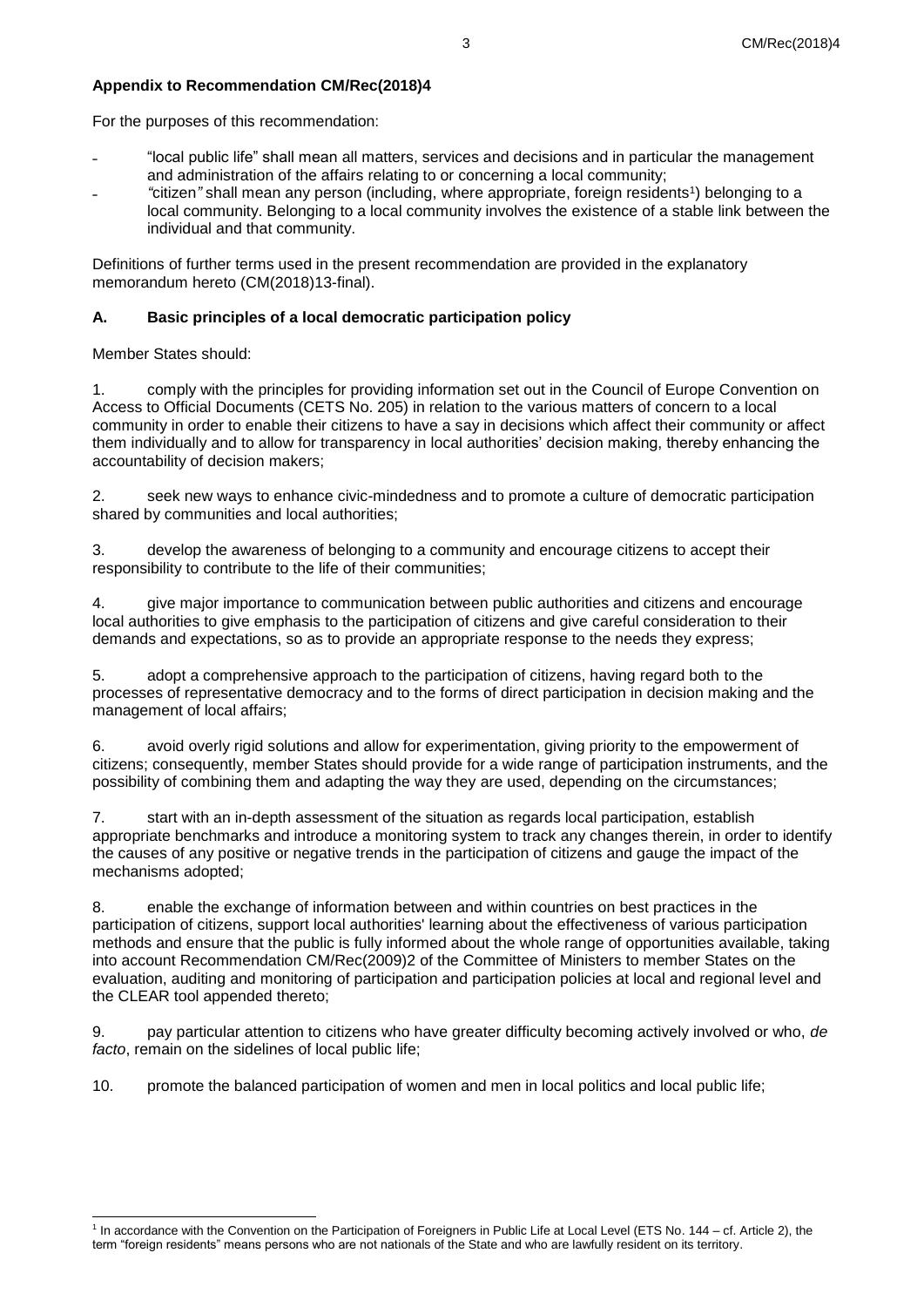**Appendix to Recommendation CM/Rec(2018)4**

For the purposes of this recommendation:

- "local public life" shall mean all matters, services and decisions and in particular the management and administration of the affairs relating to or concerning a local community;
- "citizen" shall mean any person (including, where appropriate, foreign residents[1]) belonging to a local community. Belonging to a local community involves the existence of a stable link between the individual and that community.

Definitions of further terms used in the present recommendation are provided in the explanatory memorandum hereto (CM(2018)13-final).

**A. Basic principles of a local democratic participation policy**

Member States should:

1. comply with the principles for providing information set out in the Council of Europe Convention on Access to Official Documents (CETS No. 205) in relation to the various matters of concern to a local community in order to enable their citizens to have a say in decisions which affect their community or affect them individually and to allow for transparency in local authorities' decision making, thereby enhancing the accountability of decision makers;

2. seek new ways to enhance civic-mindedness and to promote a culture of democratic participation shared by communities and local authorities;

3. develop the awareness of belonging to a community and encourage citizens to accept their responsibility to contribute to the life of their communities;

4. give major importance to communication between public authorities and citizens and encourage local authorities to give emphasis to the participation of citizens and give careful consideration to their demands and expectations, so as to provide an appropriate response to the needs they express;

5. adopt a comprehensive approach to the participation of citizens, having regard both to the processes of representative democracy and to the forms of direct participation in decision making and the management of local affairs;

6. avoid overly rigid solutions and allow for experimentation, giving priority to the empowerment of citizens; consequently, member States should provide for a wide range of participation instruments, and the possibility of combining them and adapting the way they are used, depending on the circumstances;

7. start with an in-depth assessment of the situation as regards local participation, establish appropriate benchmarks and introduce a monitoring system to track any changes therein, in order to identify the causes of any positive or negative trends in the participation of citizens and gauge the impact of the mechanisms adopted;

8. enable the exchange of information between and within countries on best practices in the participation of citizens, support local authorities' learning about the effectiveness of various participation methods and ensure that the public is fully informed about the whole range of opportunities available, taking into account Recommendation CM/Rec(2009)2 of the Committee of Ministers to member States on the evaluation, auditing and monitoring of participation and participation policies at local and regional level and the CLEAR tool appended thereto;

9. pay particular attention to citizens who have greater difficulty becoming actively involved or who, *de facto*, remain on the sidelines of local public life;

10. promote the balanced participation of women and men in local politics and local public life;

---

[1] In accordance with the Convention on the Participation of Foreigners in Public Life at Local Level (ETS No. 144 – cf. Article 2), the term "foreign residents" means persons who are not nationals of the State and who are lawfully resident on its territory.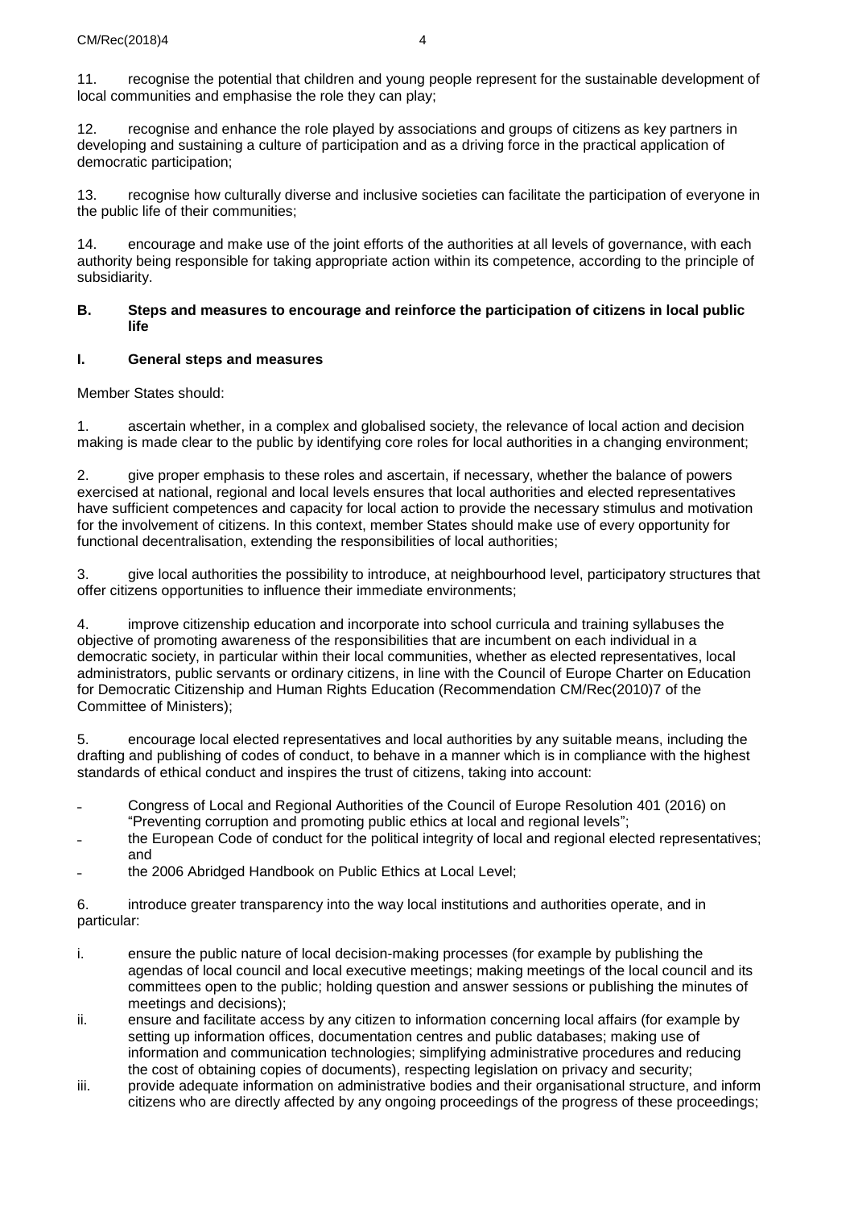11. recognise the potential that children and young people represent for the sustainable development of local communities and emphasise the role they can play;

12. recognise and enhance the role played by associations and groups of citizens as key partners in developing and sustaining a culture of participation and as a driving force in the practical application of democratic participation;

13. recognise how culturally diverse and inclusive societies can facilitate the participation of everyone in the public life of their communities;

14. encourage and make use of the joint efforts of the authorities at all levels of governance, with each authority being responsible for taking appropriate action within its competence, according to the principle of subsidiarity.

## B. Steps and measures to encourage and reinforce the participation of citizens in local public life

### I. General steps and measures

Member States should:

1. ascertain whether, in a complex and globalised society, the relevance of local action and decision making is made clear to the public by identifying core roles for local authorities in a changing environment;

2. give proper emphasis to these roles and ascertain, if necessary, whether the balance of powers exercised at national, regional and local levels ensures that local authorities and elected representatives have sufficient competences and capacity for local action to provide the necessary stimulus and motivation for the involvement of citizens. In this context, member States should make use of every opportunity for functional decentralisation, extending the responsibilities of local authorities;

3. give local authorities the possibility to introduce, at neighbourhood level, participatory structures that offer citizens opportunities to influence their immediate environments;

4. improve citizenship education and incorporate into school curricula and training syllabuses the objective of promoting awareness of the responsibilities that are incumbent on each individual in a democratic society, in particular within their local communities, whether as elected representatives, local administrators, public servants or ordinary citizens, in line with the Council of Europe Charter on Education for Democratic Citizenship and Human Rights Education (Recommendation CM/Rec(2010)7 of the Committee of Ministers);

5. encourage local elected representatives and local authorities by any suitable means, including the drafting and publishing of codes of conduct, to behave in a manner which is in compliance with the highest standards of ethical conduct and inspires the trust of citizens, taking into account:

- Congress of Local and Regional Authorities of the Council of Europe Resolution 401 (2016) on "Preventing corruption and promoting public ethics at local and regional levels";
- the European Code of conduct for the political integrity of local and regional elected representatives; and
- the 2006 Abridged Handbook on Public Ethics at Local Level;

6. introduce greater transparency into the way local institutions and authorities operate, and in particular:

i. ensure the public nature of local decision-making processes (for example by publishing the agendas of local council and local executive meetings; making meetings of the local council and its committees open to the public; holding question and answer sessions or publishing the minutes of meetings and decisions);

ii. ensure and facilitate access by any citizen to information concerning local affairs (for example by setting up information offices, documentation centres and public databases; making use of information and communication technologies; simplifying administrative procedures and reducing the cost of obtaining copies of documents), respecting legislation on privacy and security;

iii. provide adequate information on administrative bodies and their organisational structure, and inform citizens who are directly affected by any ongoing proceedings of the progress of these proceedings;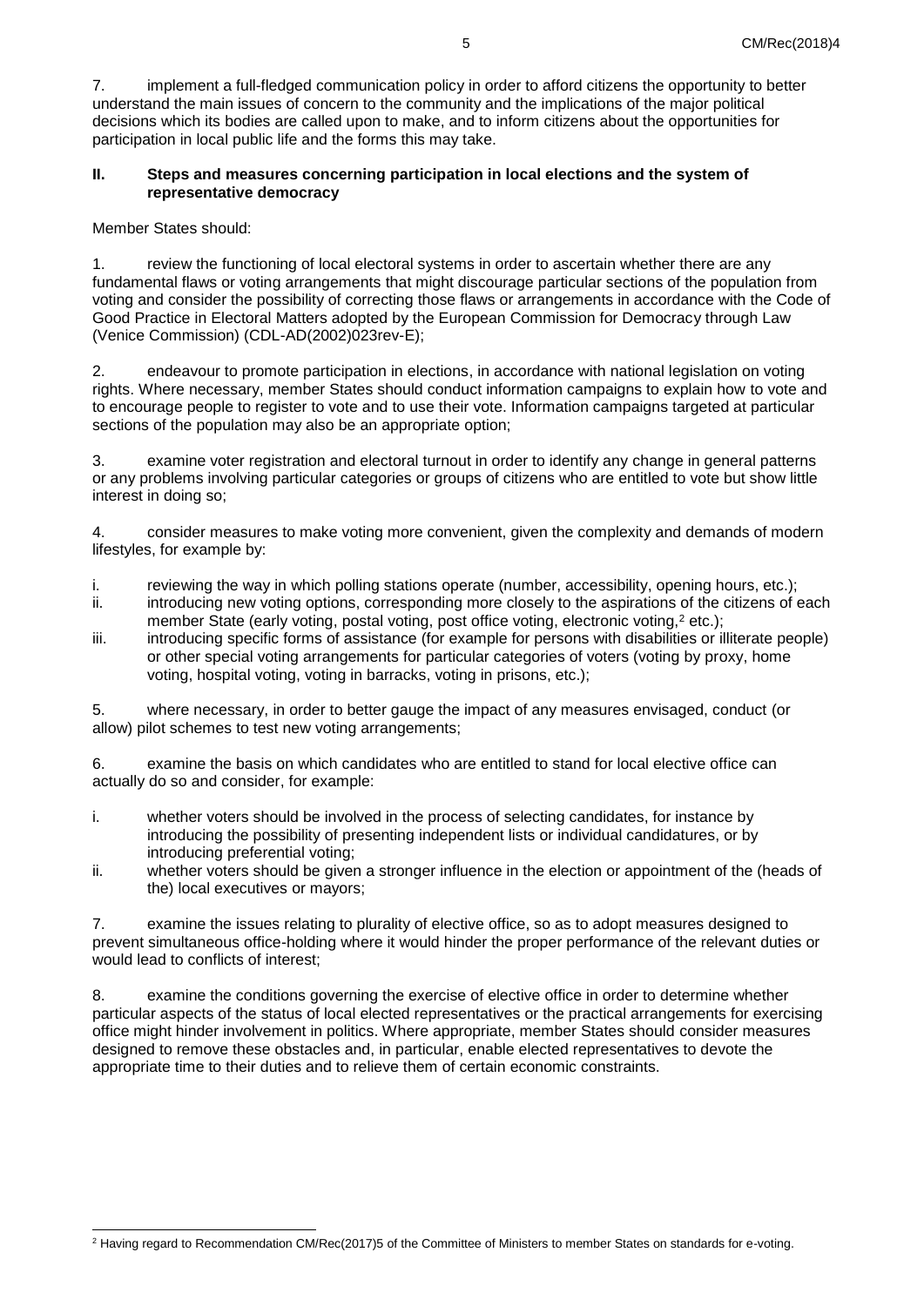7. implement a full-fledged communication policy in order to afford citizens the opportunity to better understand the main issues of concern to the community and the implications of the major political decisions which its bodies are called upon to make, and to inform citizens about the opportunities for participation in local public life and the forms this may take.

## II. Steps and measures concerning participation in local elections and the system of representative democracy

Member States should:

1. review the functioning of local electoral systems in order to ascertain whether there are any fundamental flaws or voting arrangements that might discourage particular sections of the population from voting and consider the possibility of correcting those flaws or arrangements in accordance with the Code of Good Practice in Electoral Matters adopted by the European Commission for Democracy through Law (Venice Commission) (CDL-AD(2002)023rev-E);

2. endeavour to promote participation in elections, in accordance with national legislation on voting rights. Where necessary, member States should conduct information campaigns to explain how to vote and to encourage people to register to vote and to use their vote. Information campaigns targeted at particular sections of the population may also be an appropriate option;

3. examine voter registration and electoral turnout in order to identify any change in general patterns or any problems involving particular categories or groups of citizens who are entitled to vote but show little interest in doing so;

4. consider measures to make voting more convenient, given the complexity and demands of modern lifestyles, for example by:

   i. reviewing the way in which polling stations operate (number, accessibility, opening hours, etc.);
   ii. introducing new voting options, corresponding more closely to the aspirations of the citizens of each member State (early voting, postal voting, post office voting, electronic voting,[2] etc.);
   iii. introducing specific forms of assistance (for example for persons with disabilities or illiterate people) or other special voting arrangements for particular categories of voters (voting by proxy, home voting, hospital voting, voting in barracks, voting in prisons, etc.);

5. where necessary, in order to better gauge the impact of any measures envisaged, conduct (or allow) pilot schemes to test new voting arrangements;

6. examine the basis on which candidates who are entitled to stand for local elective office can actually do so and consider, for example:

   i. whether voters should be involved in the process of selecting candidates, for instance by introducing the possibility of presenting independent lists or individual candidatures, or by introducing preferential voting;
   ii. whether voters should be given a stronger influence in the election or appointment of the (heads of the) local executives or mayors;

7. examine the issues relating to plurality of elective office, so as to adopt measures designed to prevent simultaneous office-holding where it would hinder the proper performance of the relevant duties or would lead to conflicts of interest;

8. examine the conditions governing the exercise of elective office in order to determine whether particular aspects of the status of local elected representatives or the practical arrangements for exercising office might hinder involvement in politics. Where appropriate, member States should consider measures designed to remove these obstacles and, in particular, enable elected representatives to devote the appropriate time to their duties and to relieve them of certain economic constraints.

---

[2] Having regard to Recommendation CM/Rec(2017)5 of the Committee of Ministers to member States on standards for e-voting.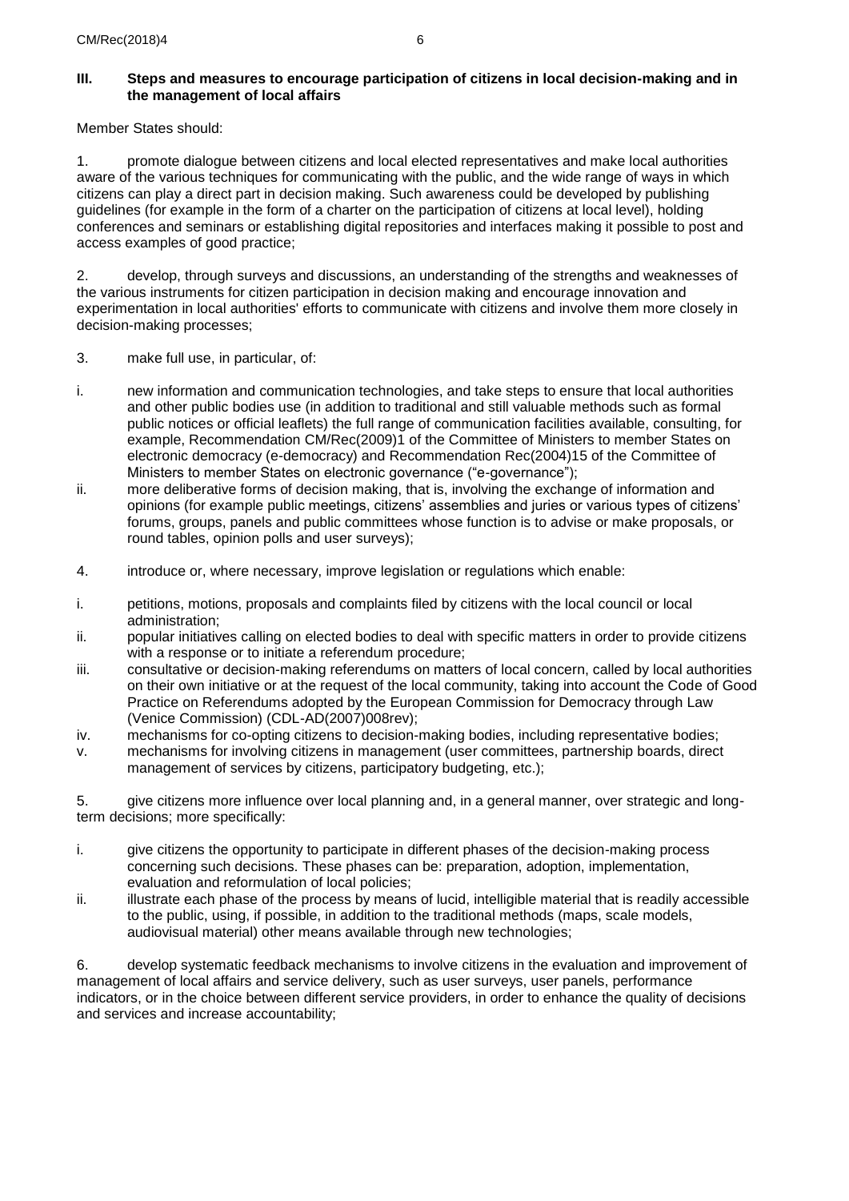### III. Steps and measures to encourage participation of citizens in local decision-making and in the management of local affairs

Member States should:

1. promote dialogue between citizens and local elected representatives and make local authorities aware of the various techniques for communicating with the public, and the wide range of ways in which citizens can play a direct part in decision making. Such awareness could be developed by publishing guidelines (for example in the form of a charter on the participation of citizens at local level), holding conferences and seminars or establishing digital repositories and interfaces making it possible to post and access examples of good practice;

2. develop, through surveys and discussions, an understanding of the strengths and weaknesses of the various instruments for citizen participation in decision making and encourage innovation and experimentation in local authorities' efforts to communicate with citizens and involve them more closely in decision-making processes;

3. make full use, in particular, of:

i. new information and communication technologies, and take steps to ensure that local authorities and other public bodies use (in addition to traditional and still valuable methods such as formal public notices or official leaflets) the full range of communication facilities available, consulting, for example, Recommendation CM/Rec(2009)1 of the Committee of Ministers to member States on electronic democracy (e-democracy) and Recommendation Rec(2004)15 of the Committee of Ministers to member States on electronic governance ("e-governance");

ii. more deliberative forms of decision making, that is, involving the exchange of information and opinions (for example public meetings, citizens' assemblies and juries or various types of citizens' forums, groups, panels and public committees whose function is to advise or make proposals, or round tables, opinion polls and user surveys);

4. introduce or, where necessary, improve legislation or regulations which enable:

i. petitions, motions, proposals and complaints filed by citizens with the local council or local administration;

ii. popular initiatives calling on elected bodies to deal with specific matters in order to provide citizens with a response or to initiate a referendum procedure;

iii. consultative or decision-making referendums on matters of local concern, called by local authorities on their own initiative or at the request of the local community, taking into account the Code of Good Practice on Referendums adopted by the European Commission for Democracy through Law (Venice Commission) (CDL-AD(2007)008rev);

iv. mechanisms for co-opting citizens to decision-making bodies, including representative bodies;

v. mechanisms for involving citizens in management (user committees, partnership boards, direct management of services by citizens, participatory budgeting, etc.);

5. give citizens more influence over local planning and, in a general manner, over strategic and long-term decisions; more specifically:

i. give citizens the opportunity to participate in different phases of the decision-making process concerning such decisions. These phases can be: preparation, adoption, implementation, evaluation and reformulation of local policies;

ii. illustrate each phase of the process by means of lucid, intelligible material that is readily accessible to the public, using, if possible, in addition to the traditional methods (maps, scale models, audiovisual material) other means available through new technologies;

6. develop systematic feedback mechanisms to involve citizens in the evaluation and improvement of management of local affairs and service delivery, such as user surveys, user panels, performance indicators, or in the choice between different service providers, in order to enhance the quality of decisions and services and increase accountability;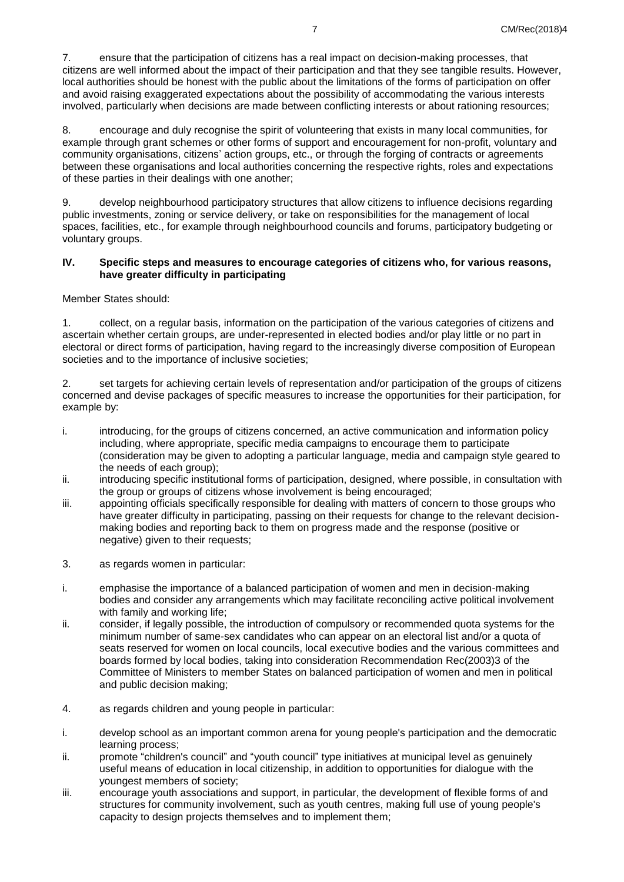7. ensure that the participation of citizens has a real impact on decision-making processes, that citizens are well informed about the impact of their participation and that they see tangible results. However, local authorities should be honest with the public about the limitations of the forms of participation on offer and avoid raising exaggerated expectations about the possibility of accommodating the various interests involved, particularly when decisions are made between conflicting interests or about rationing resources;

8. encourage and duly recognise the spirit of volunteering that exists in many local communities, for example through grant schemes or other forms of support and encouragement for non-profit, voluntary and community organisations, citizens' action groups, etc., or through the forging of contracts or agreements between these organisations and local authorities concerning the respective rights, roles and expectations of these parties in their dealings with one another;

9. develop neighbourhood participatory structures that allow citizens to influence decisions regarding public investments, zoning or service delivery, or take on responsibilities for the management of local spaces, facilities, etc., for example through neighbourhood councils and forums, participatory budgeting or voluntary groups.

## IV. Specific steps and measures to encourage categories of citizens who, for various reasons, have greater difficulty in participating

Member States should:

1. collect, on a regular basis, information on the participation of the various categories of citizens and ascertain whether certain groups, are under-represented in elected bodies and/or play little or no part in electoral or direct forms of participation, having regard to the increasingly diverse composition of European societies and to the importance of inclusive societies;

2. set targets for achieving certain levels of representation and/or participation of the groups of citizens concerned and devise packages of specific measures to increase the opportunities for their participation, for example by:

   i. introducing, for the groups of citizens concerned, an active communication and information policy including, where appropriate, specific media campaigns to encourage them to participate (consideration may be given to adopting a particular language, media and campaign style geared to the needs of each group);
   ii. introducing specific institutional forms of participation, designed, where possible, in consultation with the group or groups of citizens whose involvement is being encouraged;
   iii. appointing officials specifically responsible for dealing with matters of concern to those groups who have greater difficulty in participating, passing on their requests for change to the relevant decision-making bodies and reporting back to them on progress made and the response (positive or negative) given to their requests;

3. as regards women in particular:

   i. emphasise the importance of a balanced participation of women and men in decision-making bodies and consider any arrangements which may facilitate reconciling active political involvement with family and working life;
   ii. consider, if legally possible, the introduction of compulsory or recommended quota systems for the minimum number of same-sex candidates who can appear on an electoral list and/or a quota of seats reserved for women on local councils, local executive bodies and the various committees and boards formed by local bodies, taking into consideration Recommendation Rec(2003)3 of the Committee of Ministers to member States on balanced participation of women and men in political and public decision making;

4. as regards children and young people in particular:

   i. develop school as an important common arena for young people's participation and the democratic learning process;
   ii. promote "children's council" and "youth council" type initiatives at municipal level as genuinely useful means of education in local citizenship, in addition to opportunities for dialogue with the youngest members of society;
   iii. encourage youth associations and support, in particular, the development of flexible forms of and structures for community involvement, such as youth centres, making full use of young people's capacity to design projects themselves and to implement them;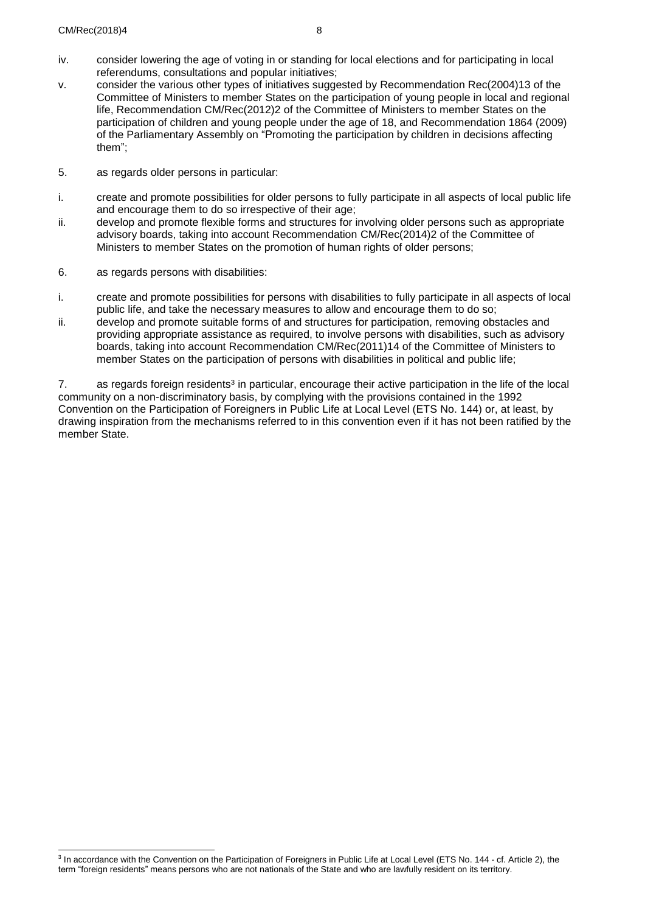iv. consider lowering the age of voting in or standing for local elections and for participating in local referendums, consultations and popular initiatives;

v. consider the various other types of initiatives suggested by Recommendation Rec(2004)13 of the Committee of Ministers to member States on the participation of young people in local and regional life, Recommendation CM/Rec(2012)2 of the Committee of Ministers to member States on the participation of children and young people under the age of 18, and Recommendation 1864 (2009) of the Parliamentary Assembly on "Promoting the participation by children in decisions affecting them";

5. as regards older persons in particular:

i. create and promote possibilities for older persons to fully participate in all aspects of local public life and encourage them to do so irrespective of their age;

ii. develop and promote flexible forms and structures for involving older persons such as appropriate advisory boards, taking into account Recommendation CM/Rec(2014)2 of the Committee of Ministers to member States on the promotion of human rights of older persons;

6. as regards persons with disabilities:

i. create and promote possibilities for persons with disabilities to fully participate in all aspects of local public life, and take the necessary measures to allow and encourage them to do so;

ii. develop and promote suitable forms of and structures for participation, removing obstacles and providing appropriate assistance as required, to involve persons with disabilities, such as advisory boards, taking into account Recommendation CM/Rec(2011)14 of the Committee of Ministers to member States on the participation of persons with disabilities in political and public life;

7. as regards foreign residents[3] in particular, encourage their active participation in the life of the local community on a non-discriminatory basis, by complying with the provisions contained in the 1992 Convention on the Participation of Foreigners in Public Life at Local Level (ETS No. 144) or, at least, by drawing inspiration from the mechanisms referred to in this convention even if it has not been ratified by the member State.

---

[3] In accordance with the Convention on the Participation of Foreigners in Public Life at Local Level (ETS No. 144 - cf. Article 2), the term "foreign residents" means persons who are not nationals of the State and who are lawfully resident on its territory.